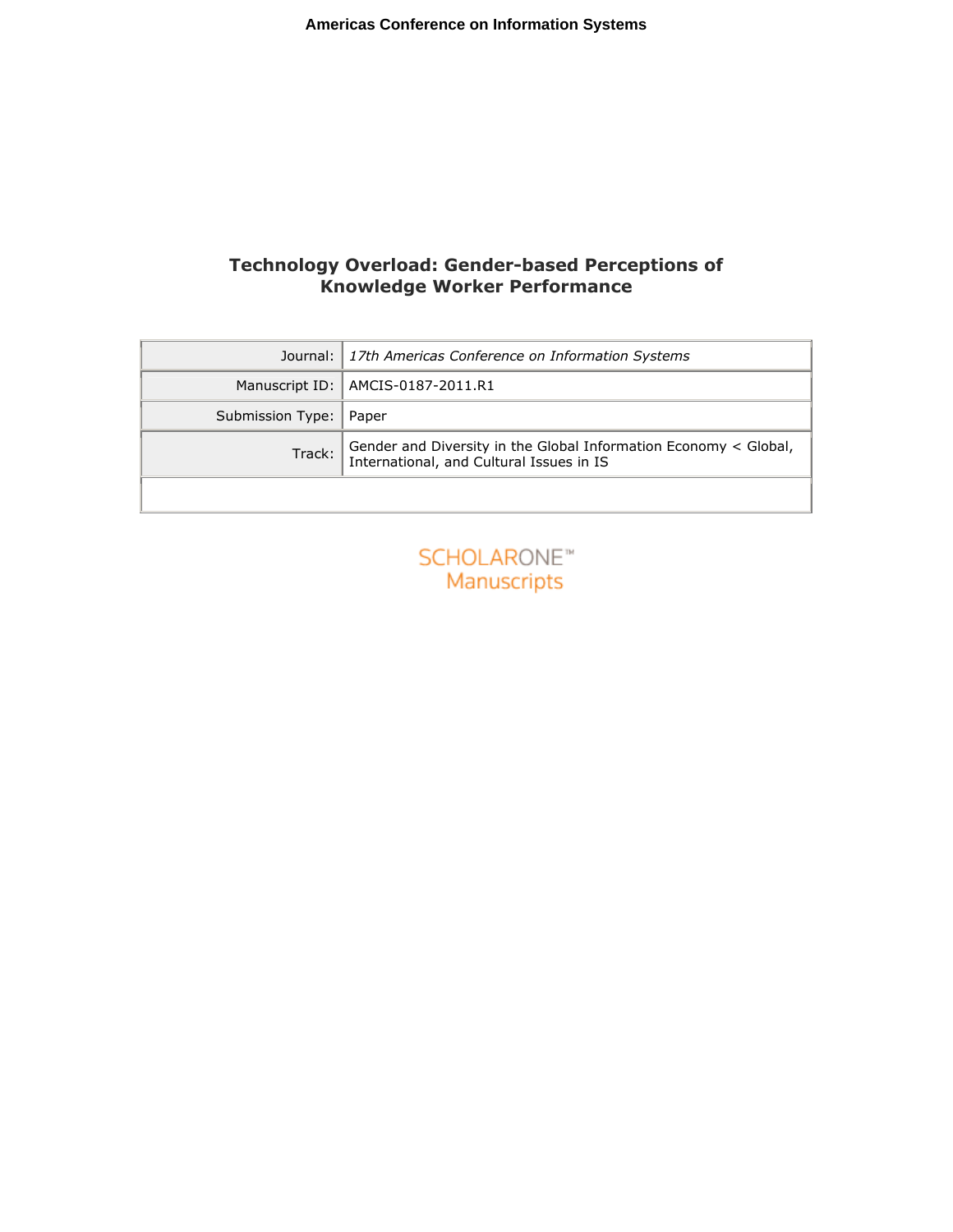**Americas Conference on Information Systems**

# Technology Overload: Gender-based Perceptions of Knowledge Worker Performance

| | |
|---|---|
| Journal: | *17th Americas Conference on Information Systems* |
| Manuscript ID: | AMCIS-0187-2011.R1 |
| Submission Type: | Paper |
| Track: | Gender and Diversity in the Global Information Economy < Global, International, and Cultural Issues in IS |

SCHOLARONE™
Manuscripts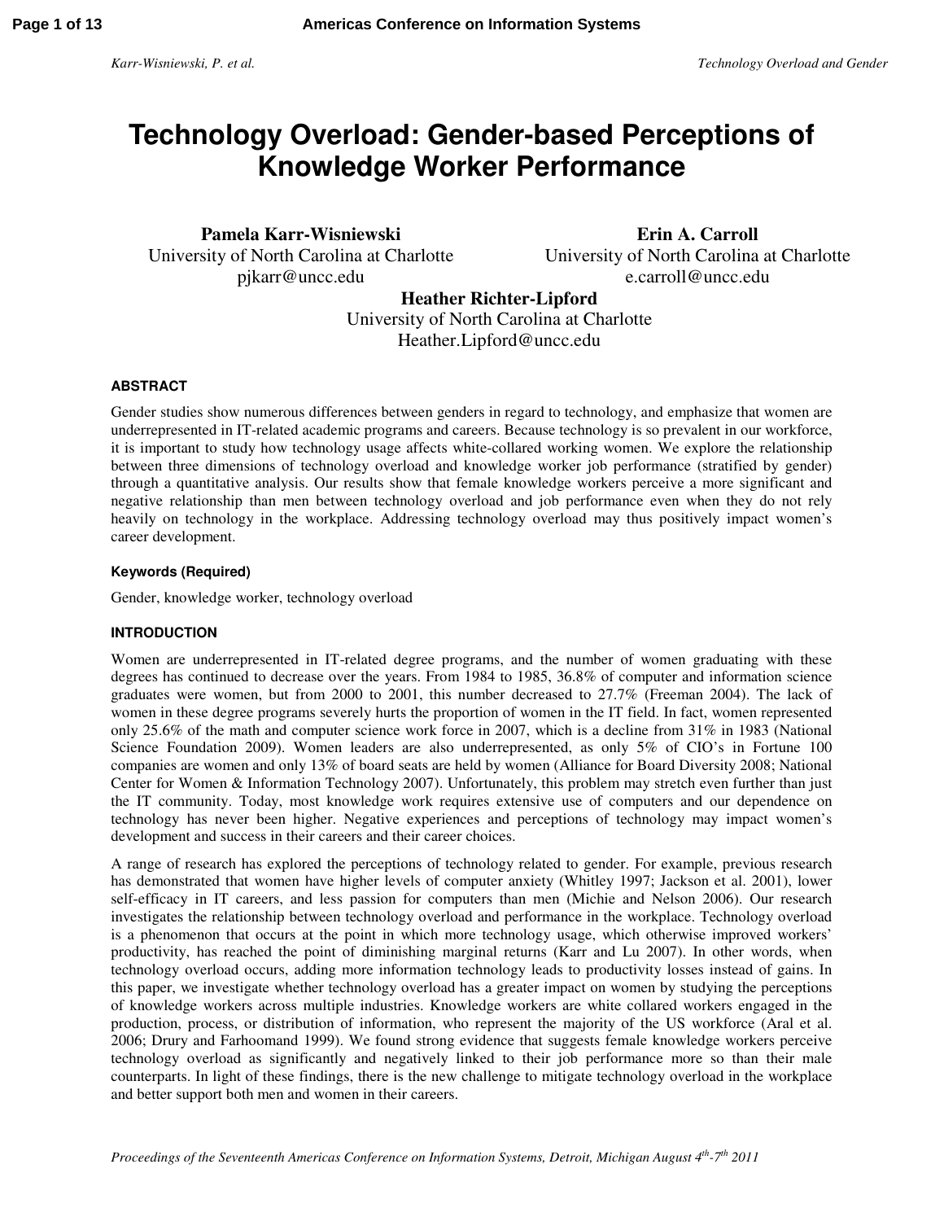# Technology Overload: Gender-based Perceptions of Knowledge Worker Performance

**Pamela Karr-Wisniewski**
University of North Carolina at Charlotte
pjkarr@uncc.edu

**Erin A. Carroll**
University of North Carolina at Charlotte
e.carroll@uncc.edu

**Heather Richter-Lipford**
University of North Carolina at Charlotte
Heather.Lipford@uncc.edu

## ABSTRACT

Gender studies show numerous differences between genders in regard to technology, and emphasize that women are underrepresented in IT-related academic programs and careers. Because technology is so prevalent in our workforce, it is important to study how technology usage affects white-collared working women. We explore the relationship between three dimensions of technology overload and knowledge worker job performance (stratified by gender) through a quantitative analysis. Our results show that female knowledge workers perceive a more significant and negative relationship than men between technology overload and job performance even when they do not rely heavily on technology in the workplace. Addressing technology overload may thus positively impact women's career development.

### Keywords (Required)

Gender, knowledge worker, technology overload

## INTRODUCTION

Women are underrepresented in IT-related degree programs, and the number of women graduating with these degrees has continued to decrease over the years. From 1984 to 1985, 36.8% of computer and information science graduates were women, but from 2000 to 2001, this number decreased to 27.7% (Freeman 2004). The lack of women in these degree programs severely hurts the proportion of women in the IT field. In fact, women represented only 25.6% of the math and computer science work force in 2007, which is a decline from 31% in 1983 (National Science Foundation 2009). Women leaders are also underrepresented, as only 5% of CIO's in Fortune 100 companies are women and only 13% of board seats are held by women (Alliance for Board Diversity 2008; National Center for Women & Information Technology 2007). Unfortunately, this problem may stretch even further than just the IT community. Today, most knowledge work requires extensive use of computers and our dependence on technology has never been higher. Negative experiences and perceptions of technology may impact women's development and success in their careers and their career choices.

A range of research has explored the perceptions of technology related to gender. For example, previous research has demonstrated that women have higher levels of computer anxiety (Whitley 1997; Jackson et al. 2001), lower self-efficacy in IT careers, and less passion for computers than men (Michie and Nelson 2006). Our research investigates the relationship between technology overload and performance in the workplace. Technology overload is a phenomenon that occurs at the point in which more technology usage, which otherwise improved workers' productivity, has reached the point of diminishing marginal returns (Karr and Lu 2007). In other words, when technology overload occurs, adding more information technology leads to productivity losses instead of gains. In this paper, we investigate whether technology overload has a greater impact on women by studying the perceptions of knowledge workers across multiple industries. Knowledge workers are white collared workers engaged in the production, process, or distribution of information, who represent the majority of the US workforce (Aral et al. 2006; Drury and Farhoomand 1999). We found strong evidence that suggests female knowledge workers perceive technology overload as significantly and negatively linked to their job performance more so than their male counterparts. In light of these findings, there is the new challenge to mitigate technology overload in the workplace and better support both men and women in their careers.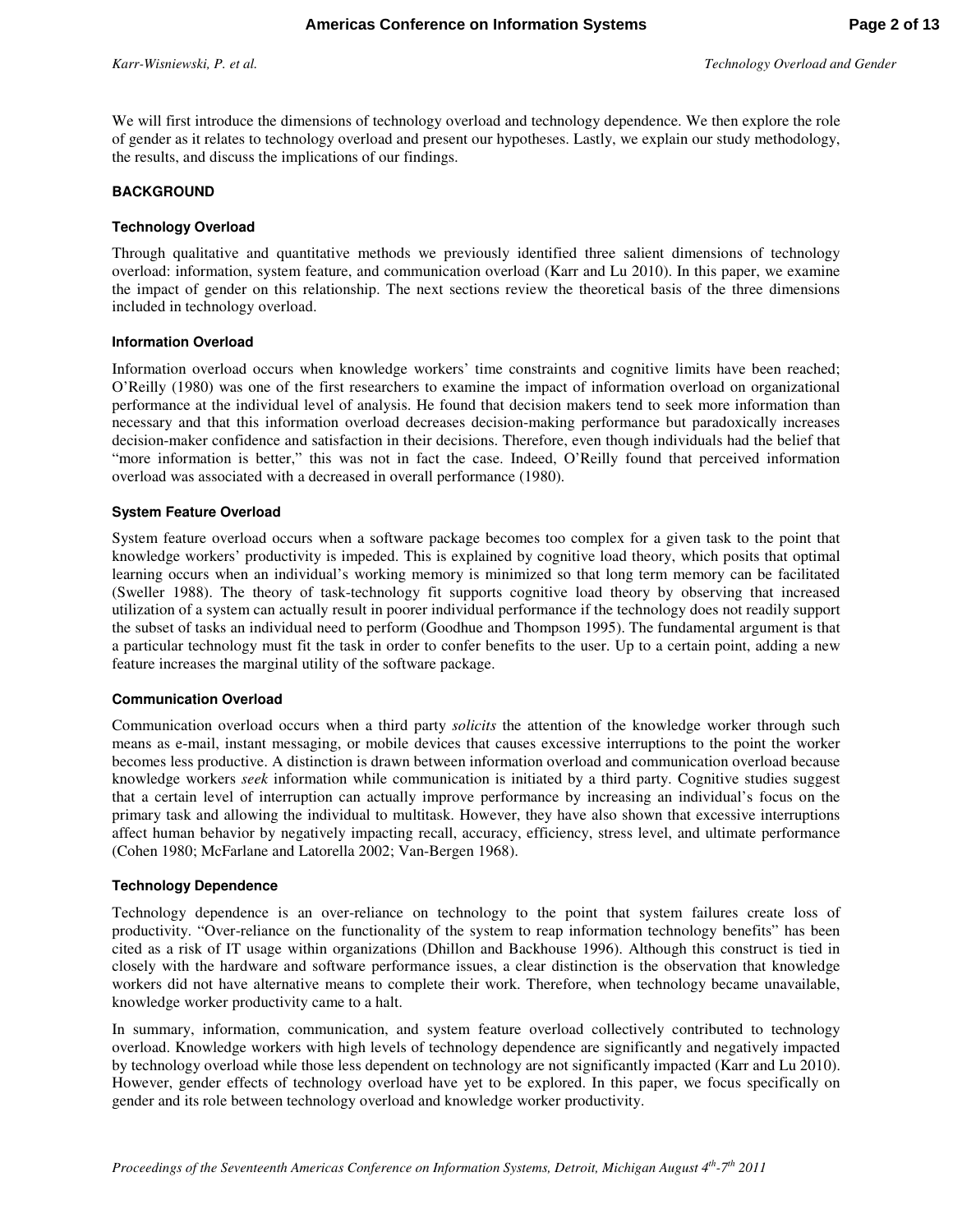We will first introduce the dimensions of technology overload and technology dependence. We then explore the role of gender as it relates to technology overload and present our hypotheses. Lastly, we explain our study methodology, the results, and discuss the implications of our findings.

## BACKGROUND

### Technology Overload

Through qualitative and quantitative methods we previously identified three salient dimensions of technology overload: information, system feature, and communication overload (Karr and Lu 2010). In this paper, we examine the impact of gender on this relationship. The next sections review the theoretical basis of the three dimensions included in technology overload.

### Information Overload

Information overload occurs when knowledge workers' time constraints and cognitive limits have been reached; O'Reilly (1980) was one of the first researchers to examine the impact of information overload on organizational performance at the individual level of analysis. He found that decision makers tend to seek more information than necessary and that this information overload decreases decision-making performance but paradoxically increases decision-maker confidence and satisfaction in their decisions. Therefore, even though individuals had the belief that "more information is better," this was not in fact the case. Indeed, O'Reilly found that perceived information overload was associated with a decreased in overall performance (1980).

### System Feature Overload

System feature overload occurs when a software package becomes too complex for a given task to the point that knowledge workers' productivity is impeded. This is explained by cognitive load theory, which posits that optimal learning occurs when an individual's working memory is minimized so that long term memory can be facilitated (Sweller 1988). The theory of task-technology fit supports cognitive load theory by observing that increased utilization of a system can actually result in poorer individual performance if the technology does not readily support the subset of tasks an individual need to perform (Goodhue and Thompson 1995). The fundamental argument is that a particular technology must fit the task in order to confer benefits to the user. Up to a certain point, adding a new feature increases the marginal utility of the software package.

### Communication Overload

Communication overload occurs when a third party *solicits* the attention of the knowledge worker through such means as e-mail, instant messaging, or mobile devices that causes excessive interruptions to the point the worker becomes less productive. A distinction is drawn between information overload and communication overload because knowledge workers *seek* information while communication is initiated by a third party. Cognitive studies suggest that a certain level of interruption can actually improve performance by increasing an individual's focus on the primary task and allowing the individual to multitask. However, they have also shown that excessive interruptions affect human behavior by negatively impacting recall, accuracy, efficiency, stress level, and ultimate performance (Cohen 1980; McFarlane and Latorella 2002; Van-Bergen 1968).

### Technology Dependence

Technology dependence is an over-reliance on technology to the point that system failures create loss of productivity. "Over-reliance on the functionality of the system to reap information technology benefits" has been cited as a risk of IT usage within organizations (Dhillon and Backhouse 1996). Although this construct is tied in closely with the hardware and software performance issues, a clear distinction is the observation that knowledge workers did not have alternative means to complete their work. Therefore, when technology became unavailable, knowledge worker productivity came to a halt.

In summary, information, communication, and system feature overload collectively contributed to technology overload. Knowledge workers with high levels of technology dependence are significantly and negatively impacted by technology overload while those less dependent on technology are not significantly impacted (Karr and Lu 2010). However, gender effects of technology overload have yet to be explored. In this paper, we focus specifically on gender and its role between technology overload and knowledge worker productivity.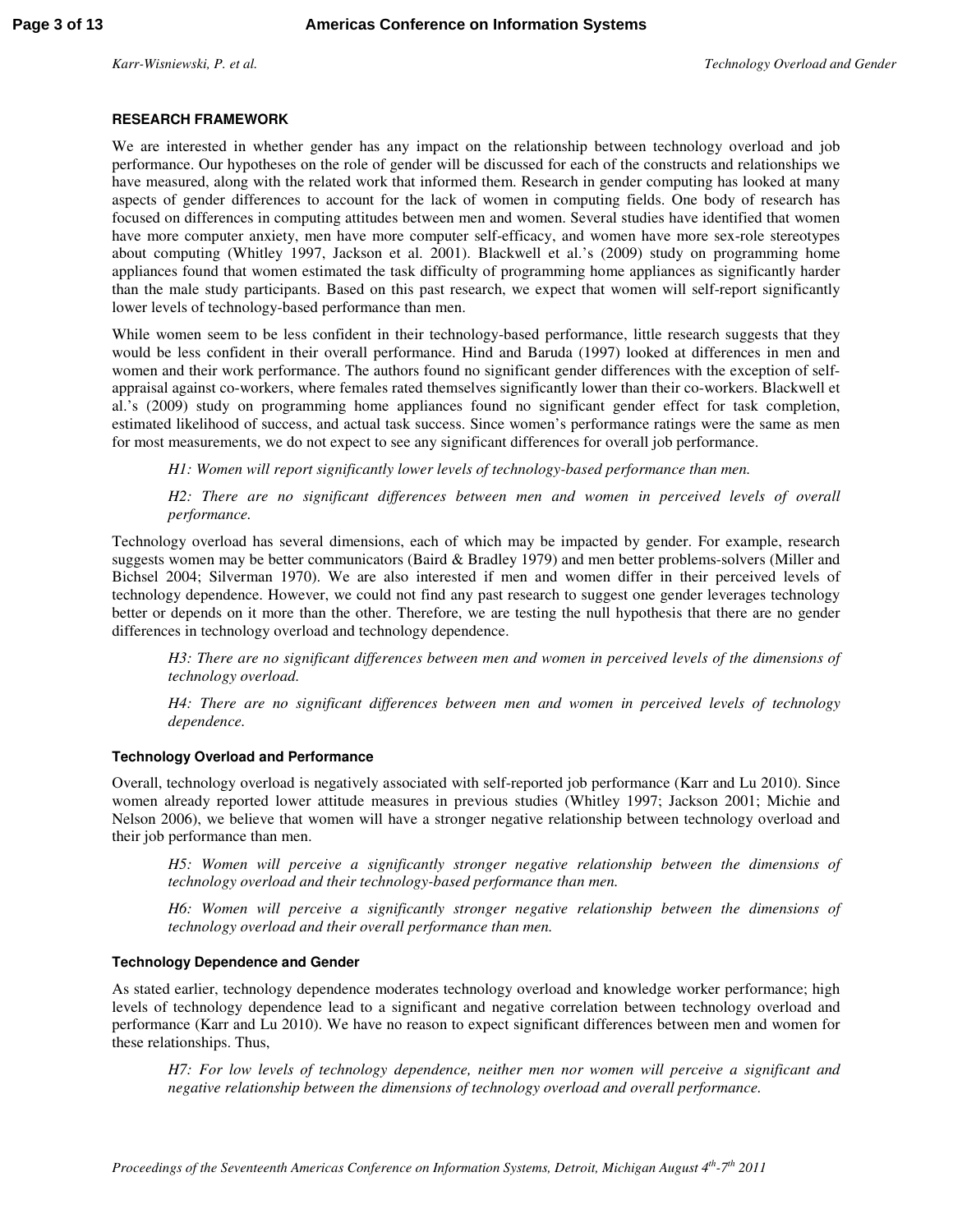## RESEARCH FRAMEWORK

We are interested in whether gender has any impact on the relationship between technology overload and job performance. Our hypotheses on the role of gender will be discussed for each of the constructs and relationships we have measured, along with the related work that informed them. Research in gender computing has looked at many aspects of gender differences to account for the lack of women in computing fields. One body of research has focused on differences in computing attitudes between men and women. Several studies have identified that women have more computer anxiety, men have more computer self-efficacy, and women have more sex-role stereotypes about computing (Whitley 1997, Jackson et al. 2001). Blackwell et al.'s (2009) study on programming home appliances found that women estimated the task difficulty of programming home appliances as significantly harder than the male study participants. Based on this past research, we expect that women will self-report significantly lower levels of technology-based performance than men.

While women seem to be less confident in their technology-based performance, little research suggests that they would be less confident in their overall performance. Hind and Baruda (1997) looked at differences in men and women and their work performance. The authors found no significant gender differences with the exception of self-appraisal against co-workers, where females rated themselves significantly lower than their co-workers. Blackwell et al.'s (2009) study on programming home appliances found no significant gender effect for task completion, estimated likelihood of success, and actual task success. Since women's performance ratings were the same as men for most measurements, we do not expect to see any significant differences for overall job performance.

> *H1: Women will report significantly lower levels of technology-based performance than men.*
>
> *H2: There are no significant differences between men and women in perceived levels of overall performance.*

Technology overload has several dimensions, each of which may be impacted by gender. For example, research suggests women may be better communicators (Baird & Bradley 1979) and men better problems-solvers (Miller and Bichsel 2004; Silverman 1970). We are also interested if men and women differ in their perceived levels of technology dependence. However, we could not find any past research to suggest one gender leverages technology better or depends on it more than the other. Therefore, we are testing the null hypothesis that there are no gender differences in technology overload and technology dependence.

> *H3: There are no significant differences between men and women in perceived levels of the dimensions of technology overload.*
>
> *H4: There are no significant differences between men and women in perceived levels of technology dependence.*

### Technology Overload and Performance

Overall, technology overload is negatively associated with self-reported job performance (Karr and Lu 2010). Since women already reported lower attitude measures in previous studies (Whitley 1997; Jackson 2001; Michie and Nelson 2006), we believe that women will have a stronger negative relationship between technology overload and their job performance than men.

> *H5: Women will perceive a significantly stronger negative relationship between the dimensions of technology overload and their technology-based performance than men.*
>
> *H6: Women will perceive a significantly stronger negative relationship between the dimensions of technology overload and their overall performance than men.*

### Technology Dependence and Gender

As stated earlier, technology dependence moderates technology overload and knowledge worker performance; high levels of technology dependence lead to a significant and negative correlation between technology overload and performance (Karr and Lu 2010). We have no reason to expect significant differences between men and women for these relationships. Thus,

> *H7: For low levels of technology dependence, neither men nor women will perceive a significant and negative relationship between the dimensions of technology overload and overall performance.*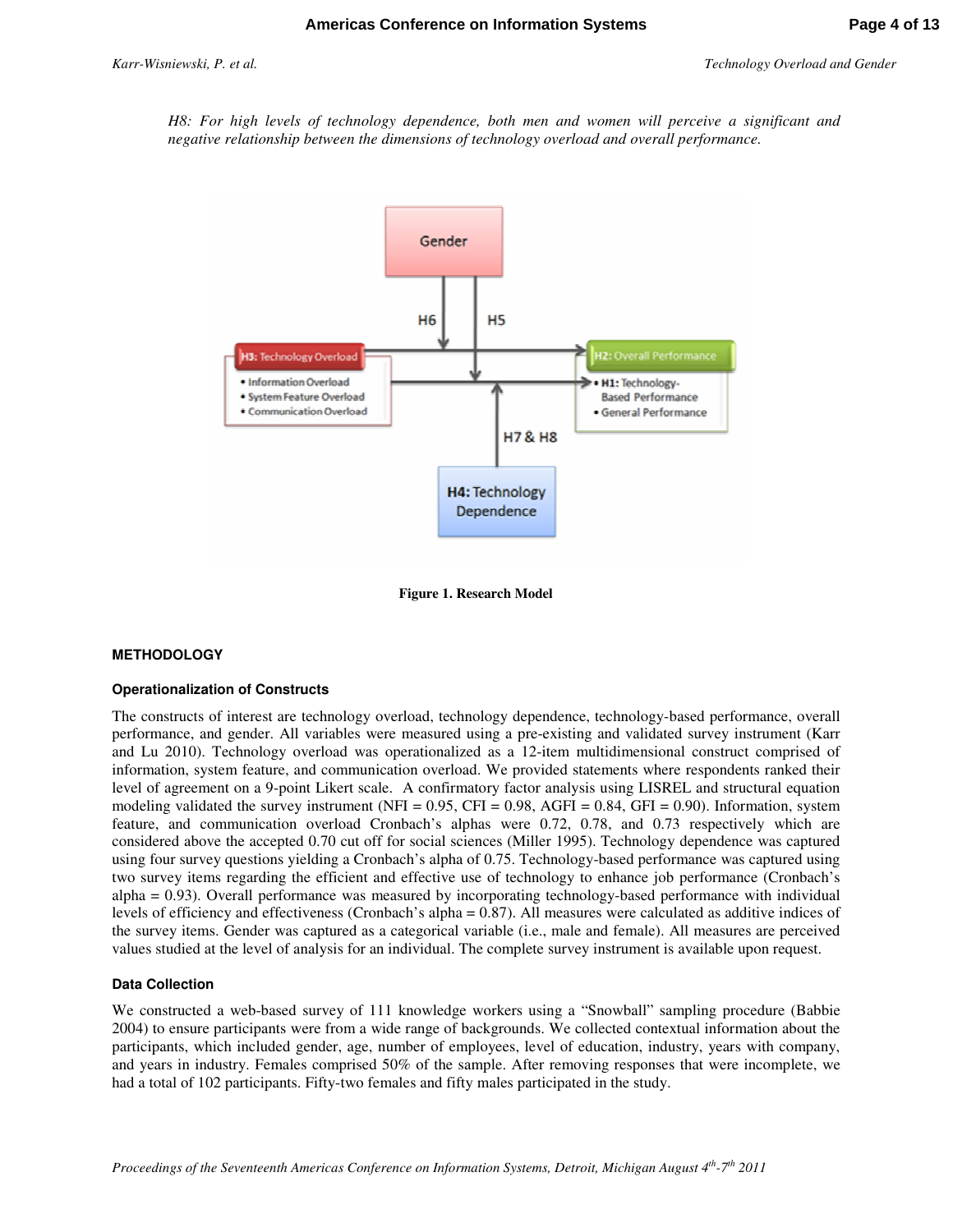*H8: For high levels of technology dependence, both men and women will perceive a significant and negative relationship between the dimensions of technology overload and overall performance.*

**Figure 1. Research Model**

## METHODOLOGY

### Operationalization of Constructs

The constructs of interest are technology overload, technology dependence, technology-based performance, overall performance, and gender. All variables were measured using a pre-existing and validated survey instrument (Karr and Lu 2010). Technology overload was operationalized as a 12-item multidimensional construct comprised of information, system feature, and communication overload. We provided statements where respondents ranked their level of agreement on a 9-point Likert scale. A confirmatory factor analysis using LISREL and structural equation modeling validated the survey instrument (NFI = 0.95, CFI = 0.98, AGFI = 0.84, GFI = 0.90). Information, system feature, and communication overload Cronbach's alphas were 0.72, 0.78, and 0.73 respectively which are considered above the accepted 0.70 cut off for social sciences (Miller 1995). Technology dependence was captured using four survey questions yielding a Cronbach's alpha of 0.75. Technology-based performance was captured using two survey items regarding the efficient and effective use of technology to enhance job performance (Cronbach's alpha = 0.93). Overall performance was measured by incorporating technology-based performance with individual levels of efficiency and effectiveness (Cronbach's alpha = 0.87). All measures were calculated as additive indices of the survey items. Gender was captured as a categorical variable (i.e., male and female). All measures are perceived values studied at the level of analysis for an individual. The complete survey instrument is available upon request.

### Data Collection

We constructed a web-based survey of 111 knowledge workers using a "Snowball" sampling procedure (Babbie 2004) to ensure participants were from a wide range of backgrounds. We collected contextual information about the participants, which included gender, age, number of employees, level of education, industry, years with company, and years in industry. Females comprised 50% of the sample. After removing responses that were incomplete, we had a total of 102 participants. Fifty-two females and fifty males participated in the study.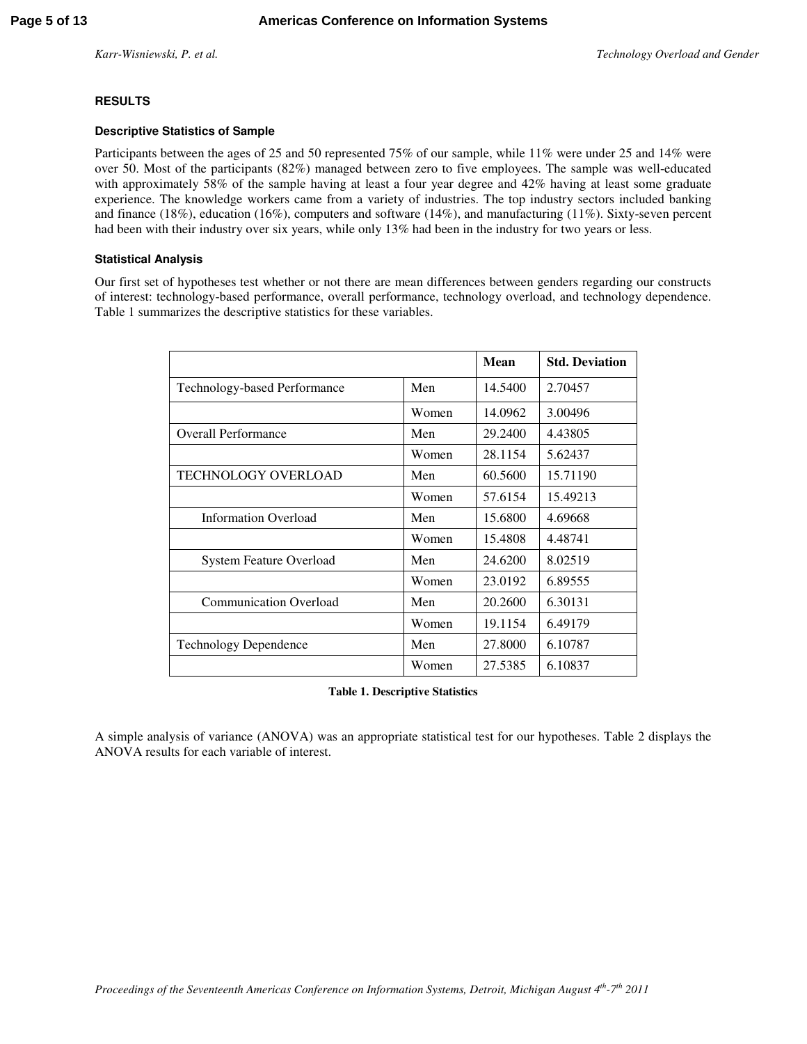## RESULTS

### Descriptive Statistics of Sample

Participants between the ages of 25 and 50 represented 75% of our sample, while 11% were under 25 and 14% were over 50. Most of the participants (82%) managed between zero to five employees. The sample was well-educated with approximately 58% of the sample having at least a four year degree and 42% having at least some graduate experience. The knowledge workers came from a variety of industries. The top industry sectors included banking and finance (18%), education (16%), computers and software (14%), and manufacturing (11%). Sixty-seven percent had been with their industry over six years, while only 13% had been in the industry for two years or less.

### Statistical Analysis

Our first set of hypotheses test whether or not there are mean differences between genders regarding our constructs of interest: technology-based performance, overall performance, technology overload, and technology dependence. Table 1 summarizes the descriptive statistics for these variables.

| | | Mean | Std. Deviation |
|---|---|---|---|
| Technology-based Performance | Men | 14.5400 | 2.70457 |
| | Women | 14.0962 | 3.00496 |
| Overall Performance | Men | 29.2400 | 4.43805 |
| | Women | 28.1154 | 5.62437 |
| TECHNOLOGY OVERLOAD | Men | 60.5600 | 15.71190 |
| | Women | 57.6154 | 15.49213 |
| Information Overload | Men | 15.6800 | 4.69668 |
| | Women | 15.4808 | 4.48741 |
| System Feature Overload | Men | 24.6200 | 8.02519 |
| | Women | 23.0192 | 6.89555 |
| Communication Overload | Men | 20.2600 | 6.30131 |
| | Women | 19.1154 | 6.49179 |
| Technology Dependence | Men | 27.8000 | 6.10787 |
| | Women | 27.5385 | 6.10837 |

**Table 1. Descriptive Statistics**

A simple analysis of variance (ANOVA) was an appropriate statistical test for our hypotheses. Table 2 displays the ANOVA results for each variable of interest.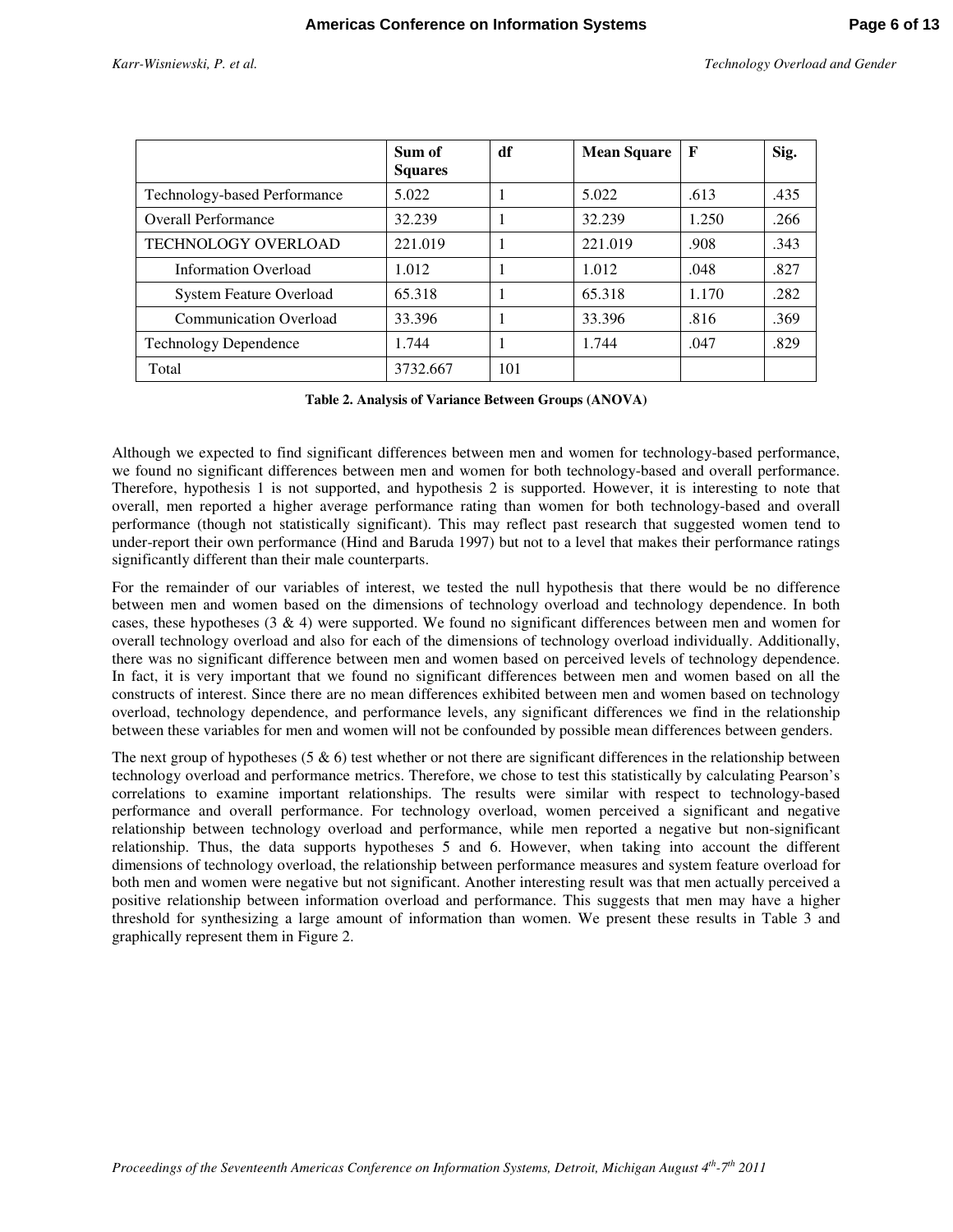| | Sum of Squares | df | Mean Square | F | Sig. |
|---|---|---|---|---|---|
| Technology-based Performance | 5.022 | 1 | 5.022 | .613 | .435 |
| Overall Performance | 32.239 | 1 | 32.239 | 1.250 | .266 |
| TECHNOLOGY OVERLOAD | 221.019 | 1 | 221.019 | .908 | .343 |
| Information Overload | 1.012 | 1 | 1.012 | .048 | .827 |
| System Feature Overload | 65.318 | 1 | 65.318 | 1.170 | .282 |
| Communication Overload | 33.396 | 1 | 33.396 | .816 | .369 |
| Technology Dependence | 1.744 | 1 | 1.744 | .047 | .829 |
| Total | 3732.667 | 101 | | | |

**Table 2. Analysis of Variance Between Groups (ANOVA)**

Although we expected to find significant differences between men and women for technology-based performance, we found no significant differences between men and women for both technology-based and overall performance. Therefore, hypothesis 1 is not supported, and hypothesis 2 is supported. However, it is interesting to note that overall, men reported a higher average performance rating than women for both technology-based and overall performance (though not statistically significant). This may reflect past research that suggested women tend to under-report their own performance (Hind and Baruda 1997) but not to a level that makes their performance ratings significantly different than their male counterparts.

For the remainder of our variables of interest, we tested the null hypothesis that there would be no difference between men and women based on the dimensions of technology overload and technology dependence. In both cases, these hypotheses (3 & 4) were supported. We found no significant differences between men and women for overall technology overload and also for each of the dimensions of technology overload individually. Additionally, there was no significant difference between men and women based on perceived levels of technology dependence. In fact, it is very important that we found no significant differences between men and women based on all the constructs of interest. Since there are no mean differences exhibited between men and women based on technology overload, technology dependence, and performance levels, any significant differences we find in the relationship between these variables for men and women will not be confounded by possible mean differences between genders.

The next group of hypotheses (5 & 6) test whether or not there are significant differences in the relationship between technology overload and performance metrics. Therefore, we chose to test this statistically by calculating Pearson's correlations to examine important relationships. The results were similar with respect to technology-based performance and overall performance. For technology overload, women perceived a significant and negative relationship between technology overload and performance, while men reported a negative but non-significant relationship. Thus, the data supports hypotheses 5 and 6. However, when taking into account the different dimensions of technology overload, the relationship between performance measures and system feature overload for both men and women were negative but not significant. Another interesting result was that men actually perceived a positive relationship between information overload and performance. This suggests that men may have a higher threshold for synthesizing a large amount of information than women. We present these results in Table 3 and graphically represent them in Figure 2.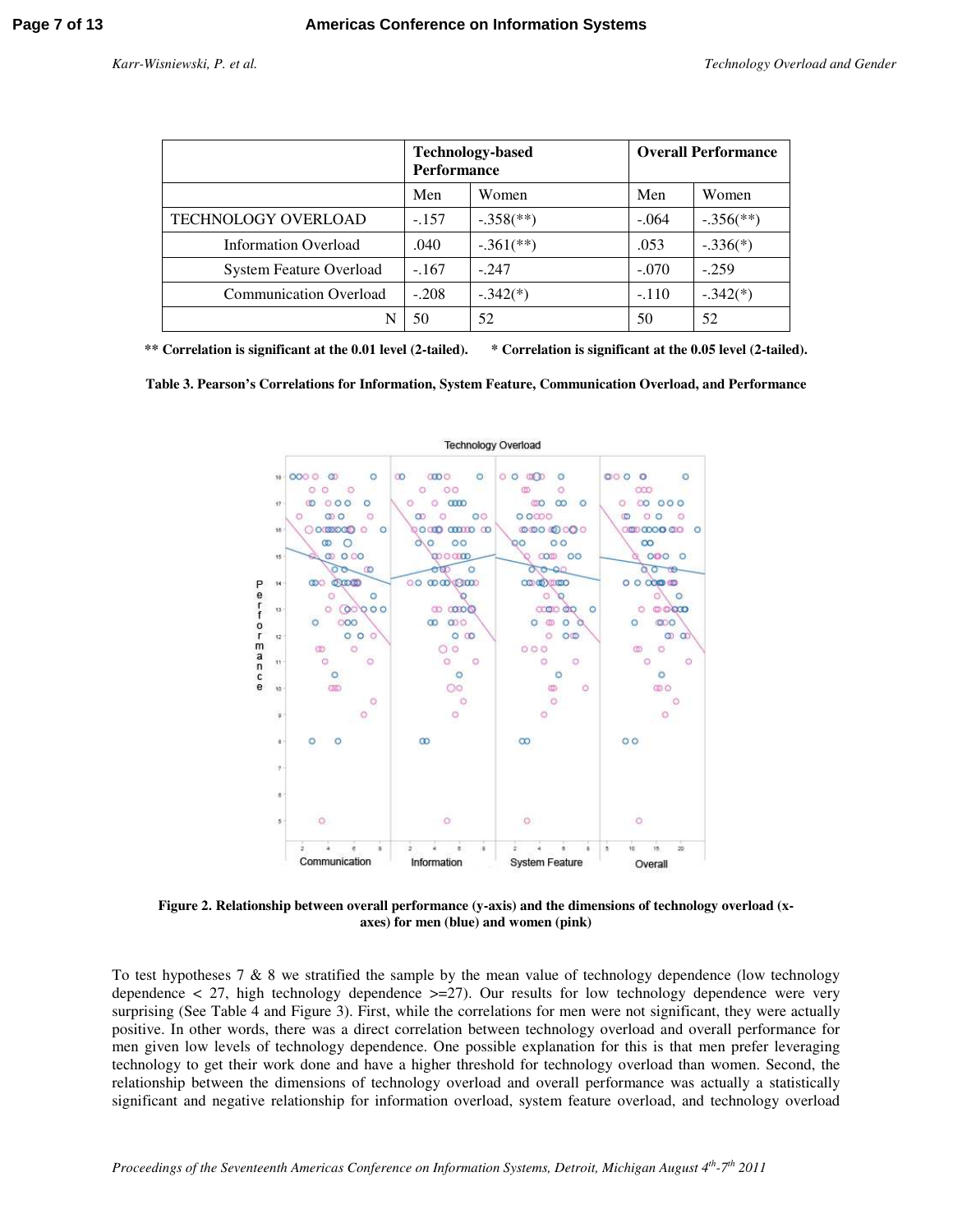| | Technology-based Performance | | Overall Performance | |
|---|---|---|---|---|
| | Men | Women | Men | Women |
| TECHNOLOGY OVERLOAD | -.157 | -.358(**) | -.064 | -.356(**) |
| Information Overload | .040 | -.361(**) | .053 | -.336(*) |
| System Feature Overload | -.167 | -.247 | -.070 | -.259 |
| Communication Overload | -.208 | -.342(*) | -.110 | -.342(*) |
| N | 50 | 52 | 50 | 52 |

**\*\* Correlation is significant at the 0.01 level (2-tailed). \* Correlation is significant at the 0.05 level (2-tailed).**

**Table 3. Pearson's Correlations for Information, System Feature, Communication Overload, and Performance**

**Figure 2. Relationship between overall performance (y-axis) and the dimensions of technology overload (x-axes) for men (blue) and women (pink)**

To test hypotheses 7 & 8 we stratified the sample by the mean value of technology dependence (low technology dependence < 27, high technology dependence >=27). Our results for low technology dependence were very surprising (See Table 4 and Figure 3). First, while the correlations for men were not significant, they were actually positive. In other words, there was a direct correlation between technology overload and overall performance for men given low levels of technology dependence. One possible explanation for this is that men prefer leveraging technology to get their work done and have a higher threshold for technology overload than women. Second, the relationship between the dimensions of technology overload and overall performance was actually a statistically significant and negative relationship for information overload, system feature overload, and technology overload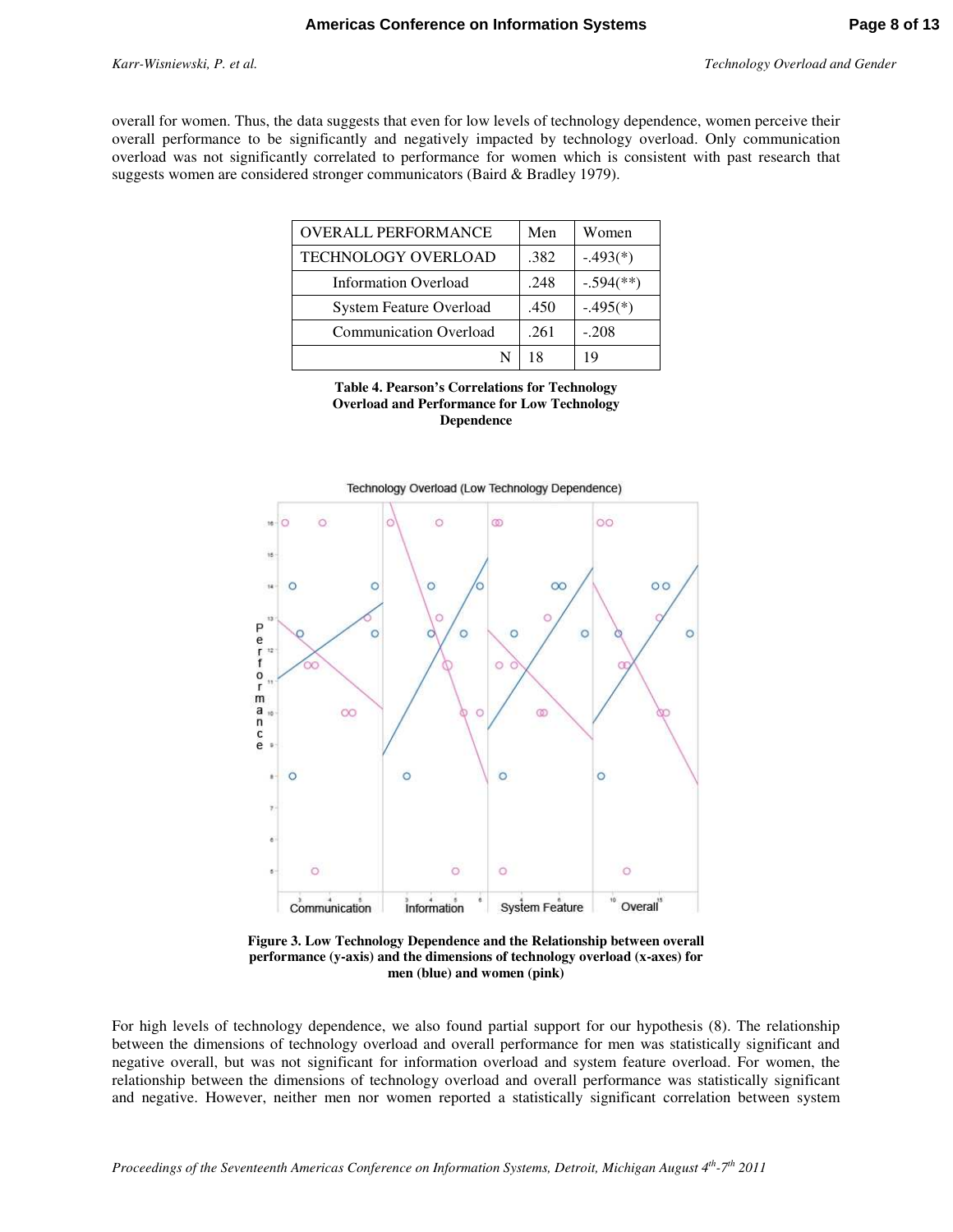overall for women. Thus, the data suggests that even for low levels of technology dependence, women perceive their overall performance to be significantly and negatively impacted by technology overload. Only communication overload was not significantly correlated to performance for women which is consistent with past research that suggests women are considered stronger communicators (Baird & Bradley 1979).

| OVERALL PERFORMANCE | Men | Women |
|---|---|---|
| TECHNOLOGY OVERLOAD | .382 | -.493(*) |
| Information Overload | .248 | -.594(**) |
| System Feature Overload | .450 | -.495(*) |
| Communication Overload | .261 | -.208 |
| N | 18 | 19 |

**Table 4. Pearson's Correlations for Technology Overload and Performance for Low Technology Dependence**

**Figure 3. Low Technology Dependence and the Relationship between overall performance (y-axis) and the dimensions of technology overload (x-axes) for men (blue) and women (pink)**

For high levels of technology dependence, we also found partial support for our hypothesis (8). The relationship between the dimensions of technology overload and overall performance for men was statistically significant and negative overall, but was not significant for information overload and system feature overload. For women, the relationship between the dimensions of technology overload and overall performance was statistically significant and negative. However, neither men nor women reported a statistically significant correlation between system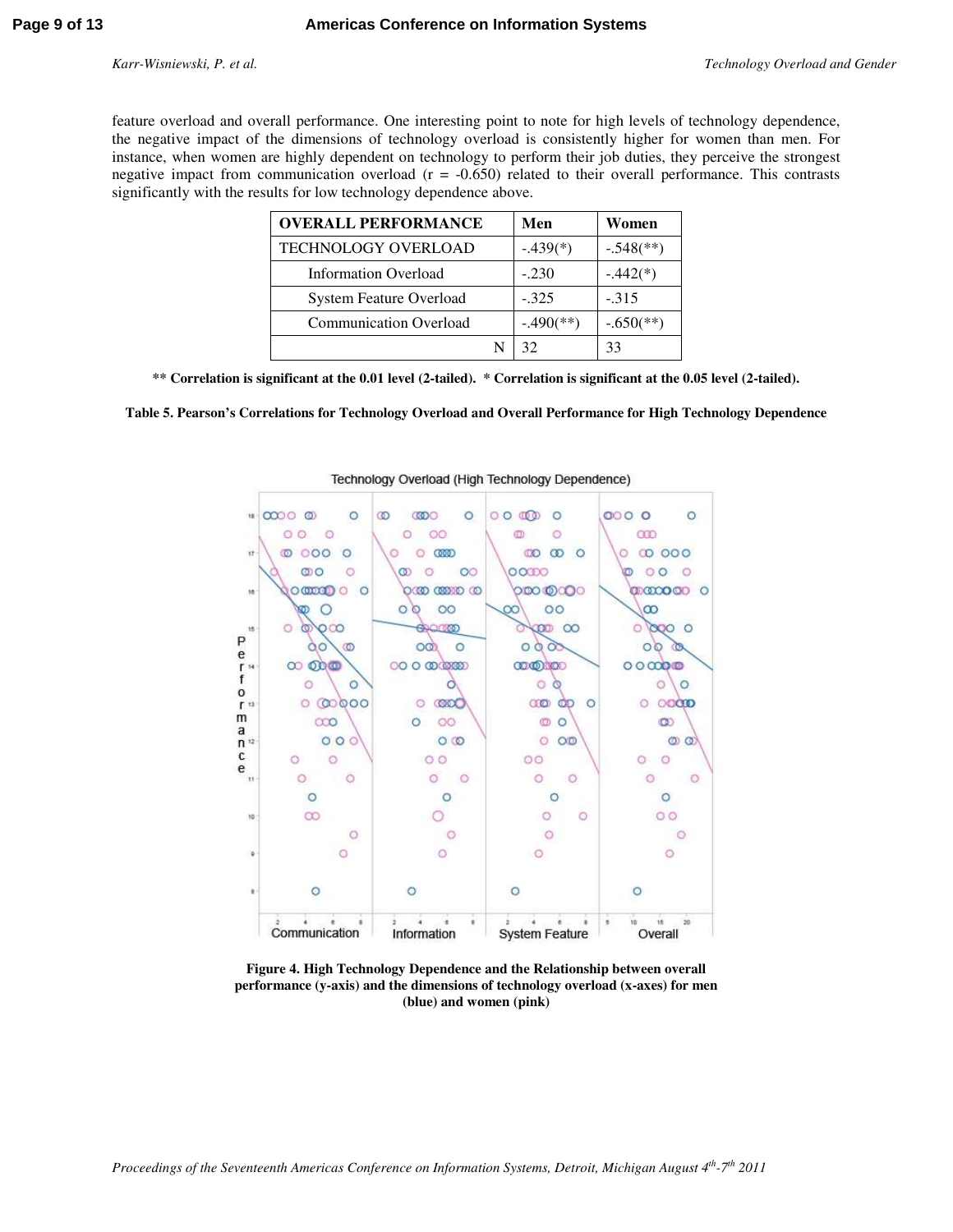feature overload and overall performance. One interesting point to note for high levels of technology dependence, the negative impact of the dimensions of technology overload is consistently higher for women than men. For instance, when women are highly dependent on technology to perform their job duties, they perceive the strongest negative impact from communication overload (r = -0.650) related to their overall performance. This contrasts significantly with the results for low technology dependence above.

| **OVERALL PERFORMANCE** | **Men** | **Women** |
|---|---|---|
| TECHNOLOGY OVERLOAD | -.439(*) | -.548(**) |
| Information Overload | -.230 | -.442(*) |
| System Feature Overload | -.325 | -.315 |
| Communication Overload | -.490(**) | -.650(**) |
| N | 32 | 33 |

**\*\* Correlation is significant at the 0.01 level (2-tailed). \* Correlation is significant at the 0.05 level (2-tailed).**

**Table 5. Pearson's Correlations for Technology Overload and Overall Performance for High Technology Dependence**

**Figure 4. High Technology Dependence and the Relationship between overall performance (y-axis) and the dimensions of technology overload (x-axes) for men (blue) and women (pink)**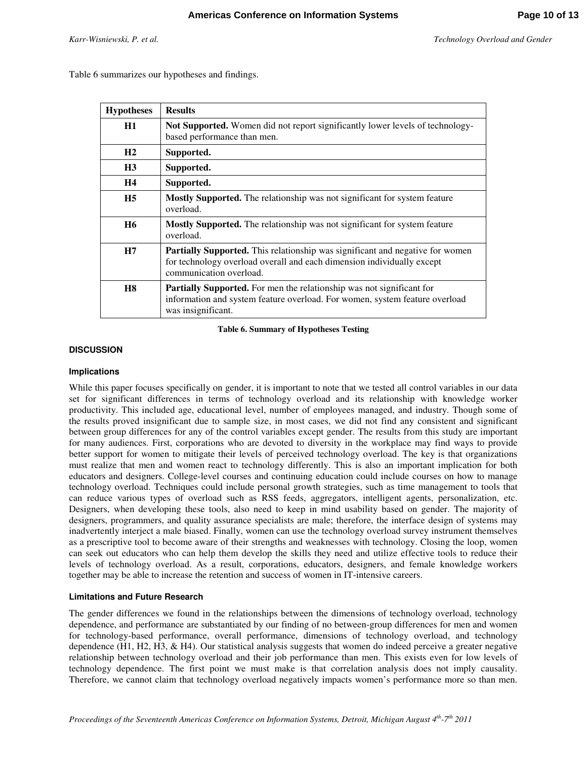Table 6 summarizes our hypotheses and findings.

| Hypotheses | Results |
|---|---|
| H1 | **Not Supported.** Women did not report significantly lower levels of technology-based performance than men. |
| H2 | **Supported.** |
| H3 | **Supported.** |
| H4 | **Supported.** |
| H5 | **Mostly Supported.** The relationship was not significant for system feature overload. |
| H6 | **Mostly Supported.** The relationship was not significant for system feature overload. |
| H7 | **Partially Supported.** This relationship was significant and negative for women for technology overload overall and each dimension individually except communication overload. |
| H8 | **Partially Supported.** For men the relationship was not significant for information and system feature overload. For women, system feature overload was insignificant. |

**Table 6. Summary of Hypotheses Testing**

## DISCUSSION

### Implications

While this paper focuses specifically on gender, it is important to note that we tested all control variables in our data set for significant differences in terms of technology overload and its relationship with knowledge worker productivity. This included age, educational level, number of employees managed, and industry. Though some of the results proved insignificant due to sample size, in most cases, we did not find any consistent and significant between group differences for any of the control variables except gender. The results from this study are important for many audiences. First, corporations who are devoted to diversity in the workplace may find ways to provide better support for women to mitigate their levels of perceived technology overload. The key is that organizations must realize that men and women react to technology differently. This is also an important implication for both educators and designers. College-level courses and continuing education could include courses on how to manage technology overload. Techniques could include personal growth strategies, such as time management to tools that can reduce various types of overload such as RSS feeds, aggregators, intelligent agents, personalization, etc. Designers, when developing these tools, also need to keep in mind usability based on gender. The majority of designers, programmers, and quality assurance specialists are male; therefore, the interface design of systems may inadvertently interject a male biased. Finally, women can use the technology overload survey instrument themselves as a prescriptive tool to become aware of their strengths and weaknesses with technology. Closing the loop, women can seek out educators who can help them develop the skills they need and utilize effective tools to reduce their levels of technology overload. As a result, corporations, educators, designers, and female knowledge workers together may be able to increase the retention and success of women in IT-intensive careers.

### Limitations and Future Research

The gender differences we found in the relationships between the dimensions of technology overload, technology dependence, and performance are substantiated by our finding of no between-group differences for men and women for technology-based performance, overall performance, dimensions of technology overload, and technology dependence (H1, H2, H3, & H4). Our statistical analysis suggests that women do indeed perceive a greater negative relationship between technology overload and their job performance than men. This exists even for low levels of technology dependence. The first point we must make is that correlation analysis does not imply causality. Therefore, we cannot claim that technology overload negatively impacts women's performance more so than men.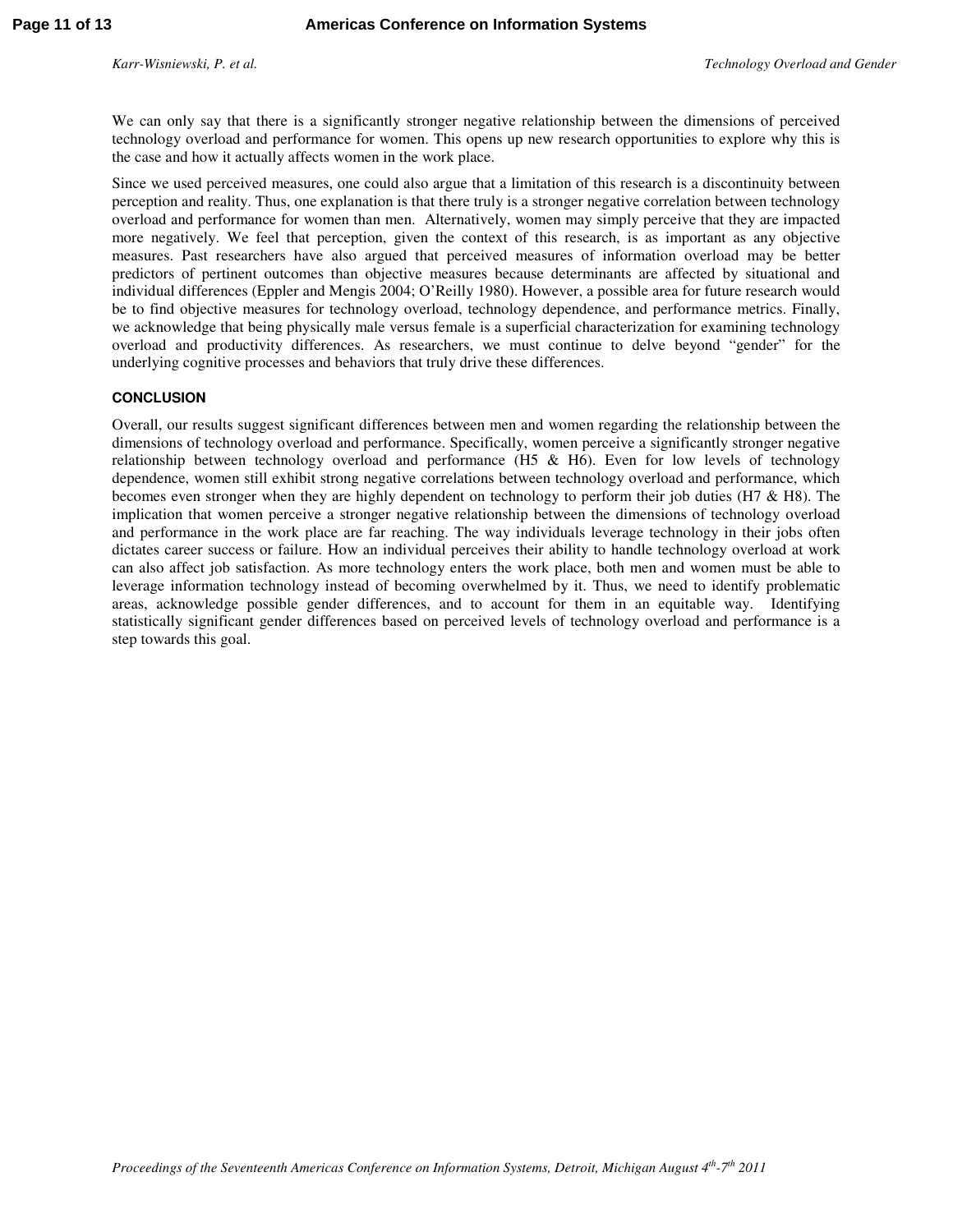We can only say that there is a significantly stronger negative relationship between the dimensions of perceived technology overload and performance for women. This opens up new research opportunities to explore why this is the case and how it actually affects women in the work place.

Since we used perceived measures, one could also argue that a limitation of this research is a discontinuity between perception and reality. Thus, one explanation is that there truly is a stronger negative correlation between technology overload and performance for women than men. Alternatively, women may simply perceive that they are impacted more negatively. We feel that perception, given the context of this research, is as important as any objective measures. Past researchers have also argued that perceived measures of information overload may be better predictors of pertinent outcomes than objective measures because determinants are affected by situational and individual differences (Eppler and Mengis 2004; O'Reilly 1980). However, a possible area for future research would be to find objective measures for technology overload, technology dependence, and performance metrics. Finally, we acknowledge that being physically male versus female is a superficial characterization for examining technology overload and productivity differences. As researchers, we must continue to delve beyond "gender" for the underlying cognitive processes and behaviors that truly drive these differences.

## CONCLUSION

Overall, our results suggest significant differences between men and women regarding the relationship between the dimensions of technology overload and performance. Specifically, women perceive a significantly stronger negative relationship between technology overload and performance (H5 & H6). Even for low levels of technology dependence, women still exhibit strong negative correlations between technology overload and performance, which becomes even stronger when they are highly dependent on technology to perform their job duties (H7 & H8). The implication that women perceive a stronger negative relationship between the dimensions of technology overload and performance in the work place are far reaching. The way individuals leverage technology in their jobs often dictates career success or failure. How an individual perceives their ability to handle technology overload at work can also affect job satisfaction. As more technology enters the work place, both men and women must be able to leverage information technology instead of becoming overwhelmed by it. Thus, we need to identify problematic areas, acknowledge possible gender differences, and to account for them in an equitable way. Identifying statistically significant gender differences based on perceived levels of technology overload and performance is a step towards this goal.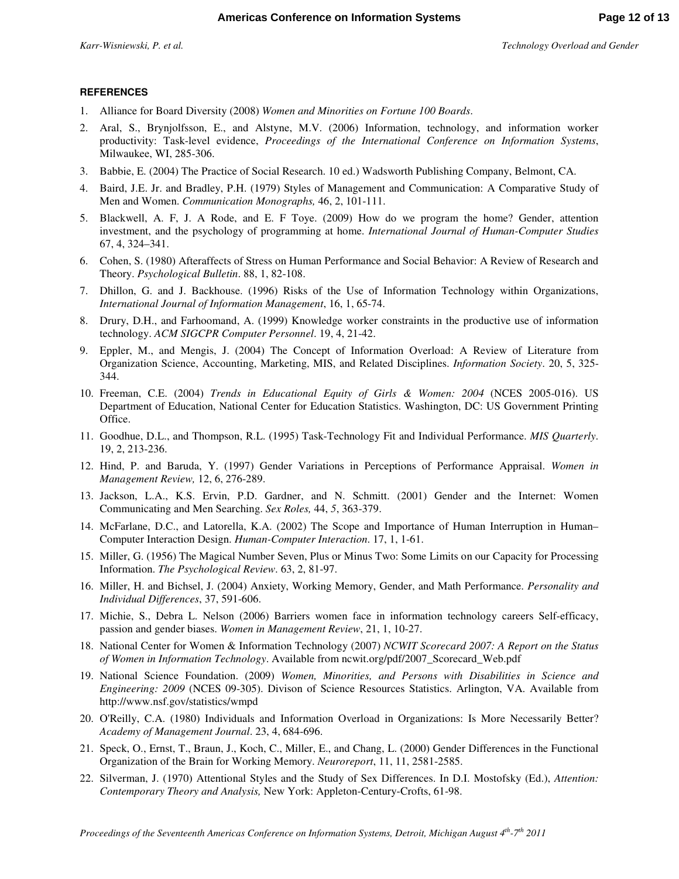**REFERENCES**

1. Alliance for Board Diversity (2008) *Women and Minorities on Fortune 100 Boards*.
2. Aral, S., Brynjolfsson, E., and Alstyne, M.V. (2006) Information, technology, and information worker productivity: Task-level evidence, *Proceedings of the International Conference on Information Systems*, Milwaukee, WI, 285-306.
3. Babbie, E. (2004) The Practice of Social Research. 10 ed.) Wadsworth Publishing Company, Belmont, CA.
4. Baird, J.E. Jr. and Bradley, P.H. (1979) Styles of Management and Communication: A Comparative Study of Men and Women. *Communication Monographs,* 46, 2, 101-111.
5. Blackwell, A. F, J. A Rode, and E. F Toye. (2009) How do we program the home? Gender, attention investment, and the psychology of programming at home. *International Journal of Human-Computer Studies* 67, 4, 324–341.
6. Cohen, S. (1980) Afteraffects of Stress on Human Performance and Social Behavior: A Review of Research and Theory. *Psychological Bulletin*. 88, 1, 82-108.
7. Dhillon, G. and J. Backhouse. (1996) Risks of the Use of Information Technology within Organizations, *International Journal of Information Management*, 16, 1, 65-74.
8. Drury, D.H., and Farhoomand, A. (1999) Knowledge worker constraints in the productive use of information technology. *ACM SIGCPR Computer Personnel*. 19, 4, 21-42.
9. Eppler, M., and Mengis, J. (2004) The Concept of Information Overload: A Review of Literature from Organization Science, Accounting, Marketing, MIS, and Related Disciplines. *Information Society*. 20, 5, 325-344.
10. Freeman, C.E. (2004) *Trends in Educational Equity of Girls & Women: 2004* (NCES 2005-016). US Department of Education, National Center for Education Statistics. Washington, DC: US Government Printing Office.
11. Goodhue, D.L., and Thompson, R.L. (1995) Task-Technology Fit and Individual Performance. *MIS Quarterly*. 19, 2, 213-236.
12. Hind, P. and Baruda, Y. (1997) Gender Variations in Perceptions of Performance Appraisal. *Women in Management Review,* 12, 6, 276-289.
13. Jackson, L.A., K.S. Ervin, P.D. Gardner, and N. Schmitt. (2001) Gender and the Internet: Women Communicating and Men Searching. *Sex Roles,* 44, *5*, 363-379.
14. McFarlane, D.C., and Latorella, K.A. (2002) The Scope and Importance of Human Interruption in Human–Computer Interaction Design. *Human-Computer Interaction*. 17, 1, 1-61.
15. Miller, G. (1956) The Magical Number Seven, Plus or Minus Two: Some Limits on our Capacity for Processing Information. *The Psychological Review*. 63, 2, 81-97.
16. Miller, H. and Bichsel, J. (2004) Anxiety, Working Memory, Gender, and Math Performance. *Personality and Individual Differences*, 37, 591-606.
17. Michie, S., Debra L. Nelson (2006) Barriers women face in information technology careers Self-efficacy, passion and gender biases. *Women in Management Review*, 21, 1, 10-27.
18. National Center for Women & Information Technology (2007) *NCWIT Scorecard 2007: A Report on the Status of Women in Information Technology*. Available from ncwit.org/pdf/2007_Scorecard_Web.pdf
19. National Science Foundation. (2009) *Women, Minorities, and Persons with Disabilities in Science and Engineering: 2009* (NCES 09-305). Divison of Science Resources Statistics. Arlington, VA. Available from http://www.nsf.gov/statistics/wmpd
20. O'Reilly, C.A. (1980) Individuals and Information Overload in Organizations: Is More Necessarily Better? *Academy of Management Journal*. 23, 4, 684-696.
21. Speck, O., Ernst, T., Braun, J., Koch, C., Miller, E., and Chang, L. (2000) Gender Differences in the Functional Organization of the Brain for Working Memory. *Neuroreport*, 11, 11, 2581-2585.
22. Silverman, J. (1970) Attentional Styles and the Study of Sex Differences. In D.I. Mostofsky (Ed.), *Attention: Contemporary Theory and Analysis,* New York: Appleton-Century-Crofts, 61-98.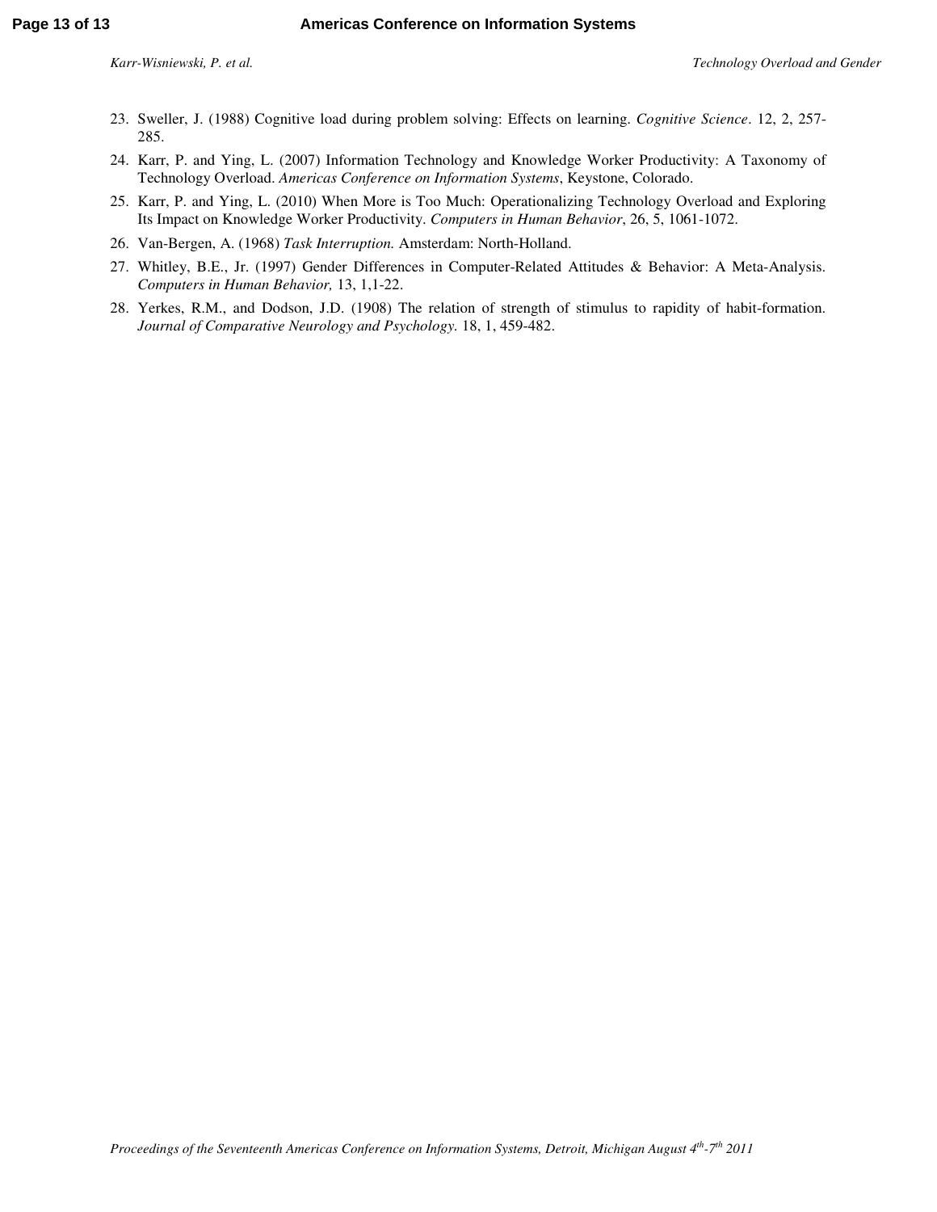23. Sweller, J. (1988) Cognitive load during problem solving: Effects on learning. *Cognitive Science*. 12, 2, 257-285.
24. Karr, P. and Ying, L. (2007) Information Technology and Knowledge Worker Productivity: A Taxonomy of Technology Overload. *Americas Conference on Information Systems*, Keystone, Colorado.
25. Karr, P. and Ying, L. (2010) When More is Too Much: Operationalizing Technology Overload and Exploring Its Impact on Knowledge Worker Productivity. *Computers in Human Behavior*, 26, 5, 1061-1072.
26. Van-Bergen, A. (1968) *Task Interruption.* Amsterdam: North-Holland.
27. Whitley, B.E., Jr. (1997) Gender Differences in Computer-Related Attitudes & Behavior: A Meta-Analysis. *Computers in Human Behavior,* 13, 1,1-22.
28. Yerkes, R.M., and Dodson, J.D. (1908) The relation of strength of stimulus to rapidity of habit-formation. *Journal of Comparative Neurology and Psychology.* 18, 1, 459-482.